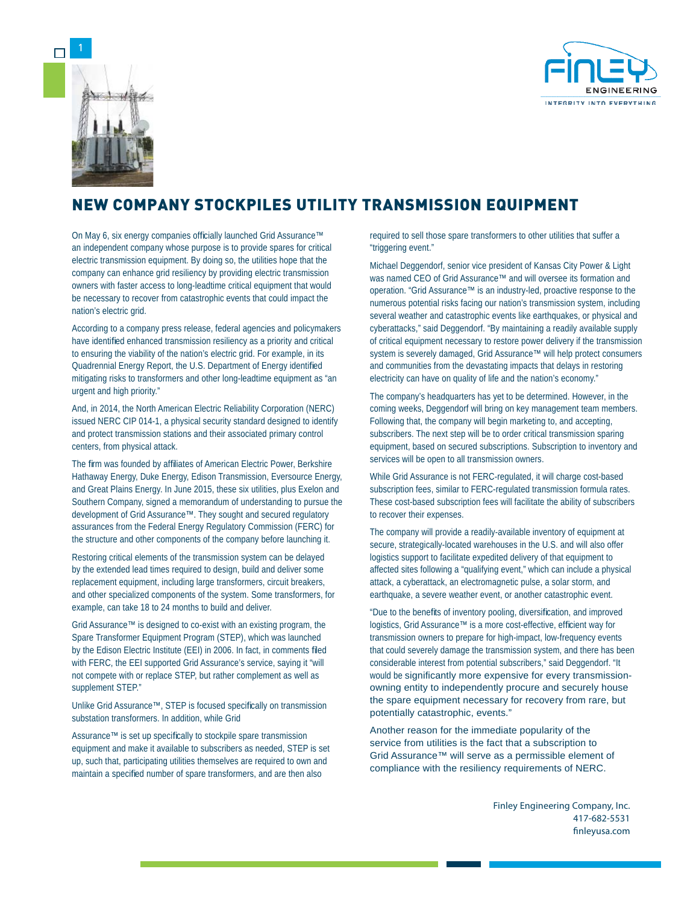# NEW COMPANY STOCKPILES UTILITY TRANSMISSION EQUIPMENT

On May 6, six energy companies officially launched Grid Assurance™ an independent company whose purpose is to provide spares for critical electric transmission equipment. By doing so, the utilities hope that the company can enhance grid resiliency by providing electric transmission owners with faster access to long-leadtime critical equipment that would be necessary to recover from catastrophic events that could impact the nation's electric grid.

According to a company press release, federal agencies and policymakers have identified enhanced transmission resiliency as a priority and critical to ensuring the viability of the nation's electric grid. For example, in its Quadrennial Energy Report, the U.S. Department of Energy identified mitigating risks to transformers and other long-leadtime equipment as "an urgent and high priority."

And, in 2014, the North American Electric Reliability Corporation (NERC) issued NERC CIP 014-1, a physical security standard designed to identify and protect transmission stations and their associated primary control centers, from physical attack.

The firm was founded by affiliates of American Electric Power, Berkshire Hathaway Energy, Duke Energy, Edison Transmission, Eversource Energy, and Great Plains Energy. In June 2015, these six utilities, plus Exelon and Southern Company, signed a memorandum of understanding to pursue the development of Grid Assurance™. They sought and secured regulatory assurances from the Federal Energy Regulatory Commission (FERC) for the structure and other components of the company before launching it.

Restoring critical elements of the transmission system can be delayed by the extended lead times required to design, build and deliver some replacement equipment, including large transformers, circuit breakers, and other specialized components of the system. Some transformers, for example, can take 18 to 24 months to build and deliver.

Grid Assurance™ is designed to co-exist with an existing program, the Spare Transformer Equipment Program (STEP), which was launched by the Edison Electric Institute (EEI) in 2006. In fact, in comments filed with FERC, the EEI supported Grid Assurance's service, saying it "will not compete with or replace STEP, but rather complement as well as supplement STEP."

Unlike Grid Assurance™, STEP is focused specifically on transmission substation transformers. In addition, while Grid Assurance™ is set up specifically to stockpile spare transmission equipment and make it available to subscribers as needed, STEP is set up, such that, participating utilities themselves are required to own and maintain a specified number of spare transformers, and are then also required to sell those spare transformers to other utilities that suffer a "triggering event."

Michael Deggendorf, senior vice president of Kansas City Power & Light was named CEO of Grid Assurance™ and will oversee its formation and operation. "Grid Assurance™ is an industry-led, proactive response to the numerous potential risks facing our nation's transmission system, including several weather and catastrophic events like earthquakes, or physical and cyberattacks," said Deggendorf. "By maintaining a readily available supply of critical equipment necessary to restore power delivery if the transmission system is severely damaged, Grid Assurance™ will help protect consumers and communities from the devastating impacts that delays in restoring electricity can have on quality of life and the nation's economy."

The company's headquarters has yet to be determined. However, in the coming weeks, Deggendorf will bring on key management team members. Following that, the company will begin marketing to, and accepting, subscribers. The next step will be to order critical transmission sparing equipment, based on secured subscriptions. Subscription to inventory and services will be open to all transmission owners.

While Grid Assurance is not FERC-regulated, it will charge cost-based subscription fees, similar to FERC-regulated transmission formula rates. These cost-based subscription fees will facilitate the ability of subscribers to recover their expenses.

The company will provide a readily-available inventory of equipment at secure, strategically-located warehouses in the U.S. and will also offer logistics support to facilitate expedited delivery of that equipment to affected sites following a "qualifying event," which can include a physical attack, a cyberattack, an electromagnetic pulse, a solar storm, and earthquake, a severe weather event, or another catastrophic event.

"Due to the benefits of inventory pooling, diversification, and improved logistics, Grid Assurance™ is a more cost-effective, efficient way for transmission owners to prepare for high-impact, low-frequency events that could severely damage the transmission system, and there has been considerable interest from potential subscribers," said Deggendorf. "It would be significantly more expensive for every transmission-owning entity to independently procure and securely house the spare equipment necessary for recovery from rare, but potentially catastrophic, events."

Another reason for the immediate popularity of the service from utilities is the fact that a subscription to Grid Assurance™ will serve as a permissible element of compliance with the resiliency requirements of NERC.

Finley Engineering Company, Inc.
417-682-5531
finleyusa.com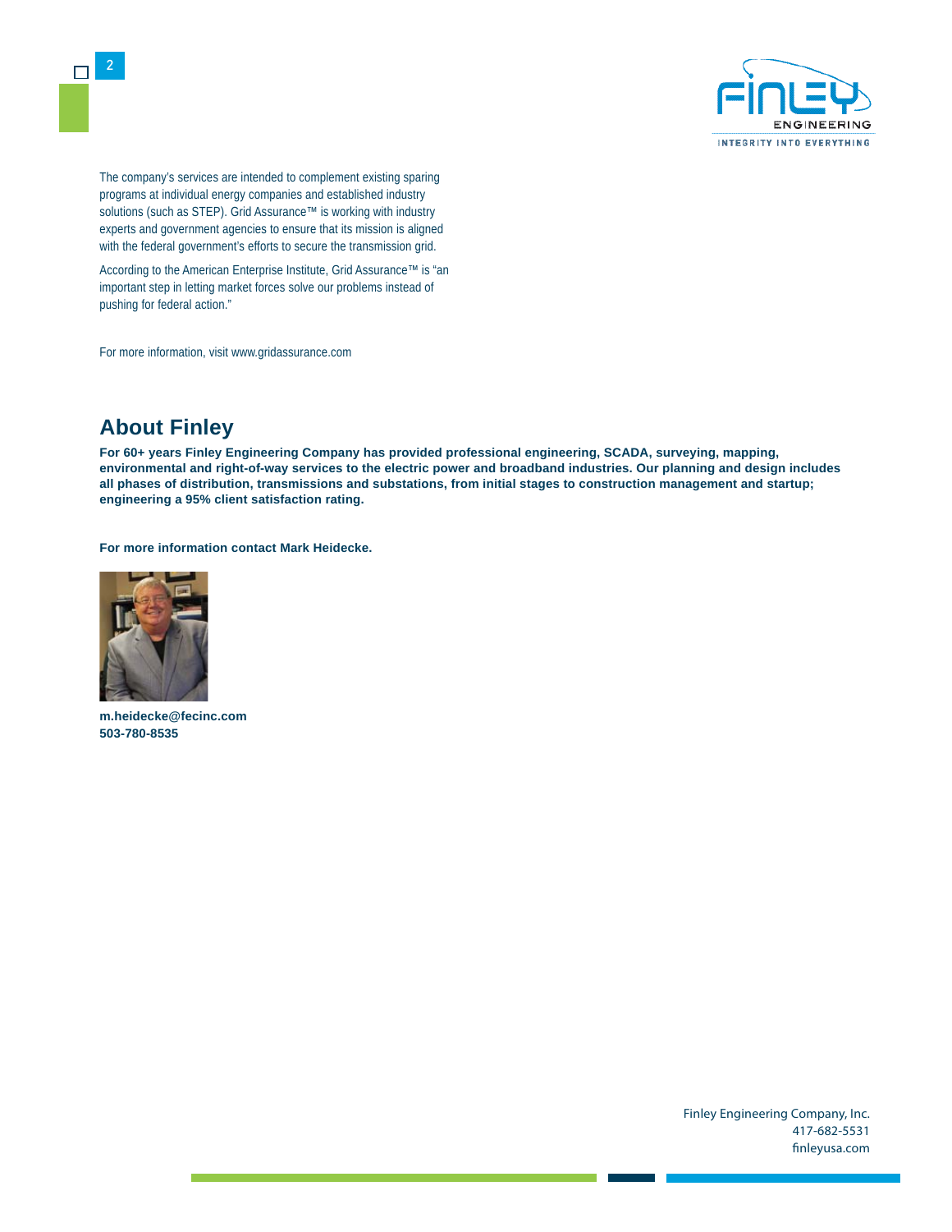The company's services are intended to complement existing sparing programs at individual energy companies and established industry solutions (such as STEP). Grid Assurance™ is working with industry experts and government agencies to ensure that its mission is aligned with the federal government's efforts to secure the transmission grid.

According to the American Enterprise Institute, Grid Assurance™ is "an important step in letting market forces solve our problems instead of pushing for federal action."

For more information, visit www.gridassurance.com

## About Finley

**For 60+ years Finley Engineering Company has provided professional engineering, SCADA, surveying, mapping, environmental and right-of-way services to the electric power and broadband industries. Our planning and design includes all phases of distribution, transmissions and substations, from initial stages to construction management and startup; engineering a 95% client satisfaction rating.**

**For more information contact Mark Heidecke.**

**m.heidecke@fecinc.com**
**503-780-8535**

Finley Engineering Company, Inc.
417-682-5531
finleyusa.com